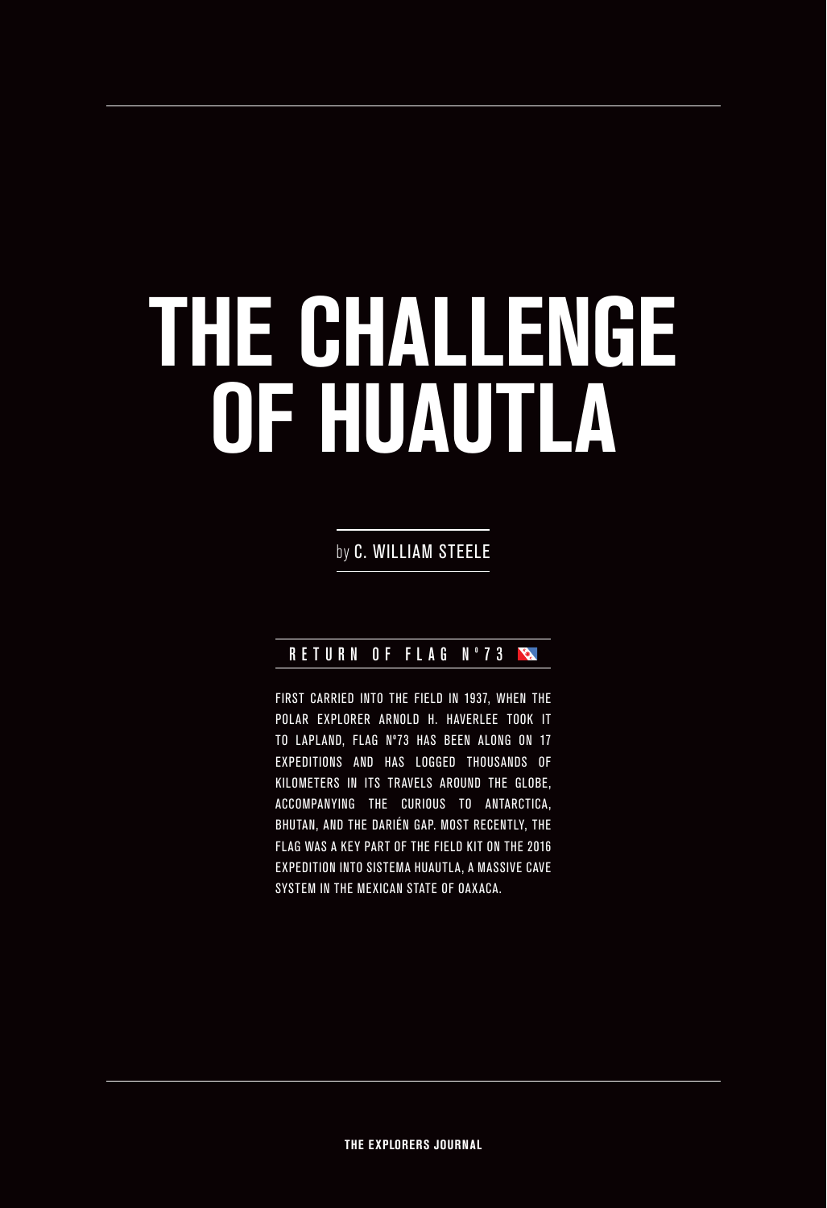# THE CHALLENGE OF HUAUTLA

by C. WILLIAM STEELE

## RETURN OF FLAG Nº73

FIRST CARRIED INTO THE FIELD IN 1937, WHEN THE POLAR EXPLORER ARNOLD H. HAVERLEE TOOK IT TO LAPLAND, FLAG Nº73 HAS BEEN ALONG ON 17 EXPEDITIONS AND HAS LOGGED THOUSANDS OF KILOMETERS IN ITS TRAVELS AROUND THE GLOBE, ACCOMPANYING THE CURIOUS TO ANTARCTICA, BHUTAN, AND THE DARIÉN GAP. MOST RECENTLY, THE FLAG WAS A KEY PART OF THE FIELD KIT ON THE 2016 EXPEDITION INTO SISTEMA HUAUTLA, A MASSIVE CAVE SYSTEM IN THE MEXICAN STATE OF OAXACA.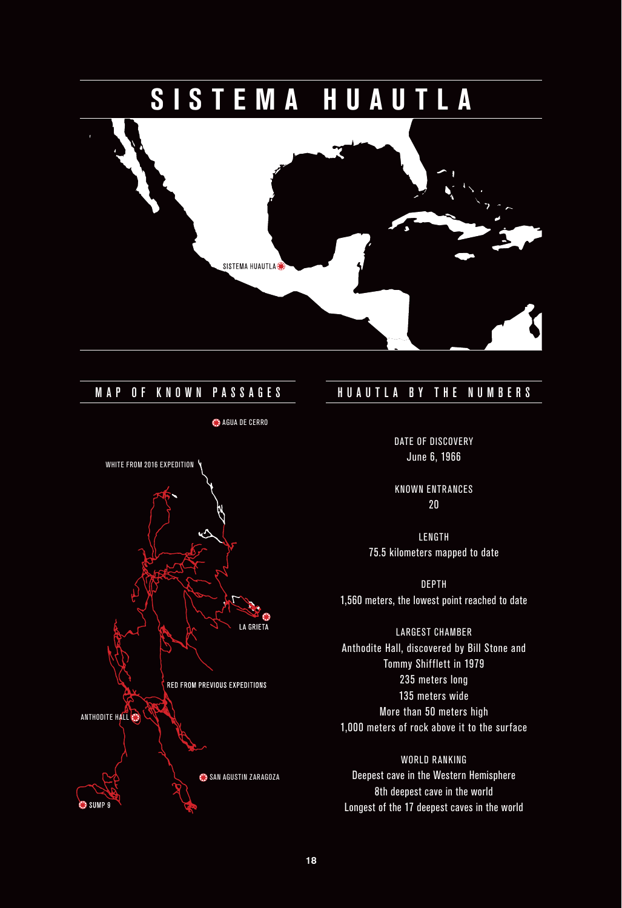# SISTEMA HUAUTLA

SISTEMA HUAUTLA

## MAP OF KNOWN PASSAGES

AGUA DE CERRO

WHITE FROM 2016 EXPEDITION

LA GRIETA

RED FROM PREVIOUS EXPEDITIONS

ANTHODITE HALL

SAN AGUSTIN ZARAGOZA

SUMP 9

## HUAUTLA BY THE NUMBERS

DATE OF DISCOVERY
June 6, 1966

KNOWN ENTRANCES
20

LENGTH
75.5 kilometers mapped to date

DEPTH
1,560 meters, the lowest point reached to date

LARGEST CHAMBER
Anthodite Hall, discovered by Bill Stone and Tommy Shifflett in 1979
235 meters long
135 meters wide
More than 50 meters high
1,000 meters of rock above it to the surface

WORLD RANKING
Deepest cave in the Western Hemisphere
8th deepest cave in the world
Longest of the 17 deepest caves in the world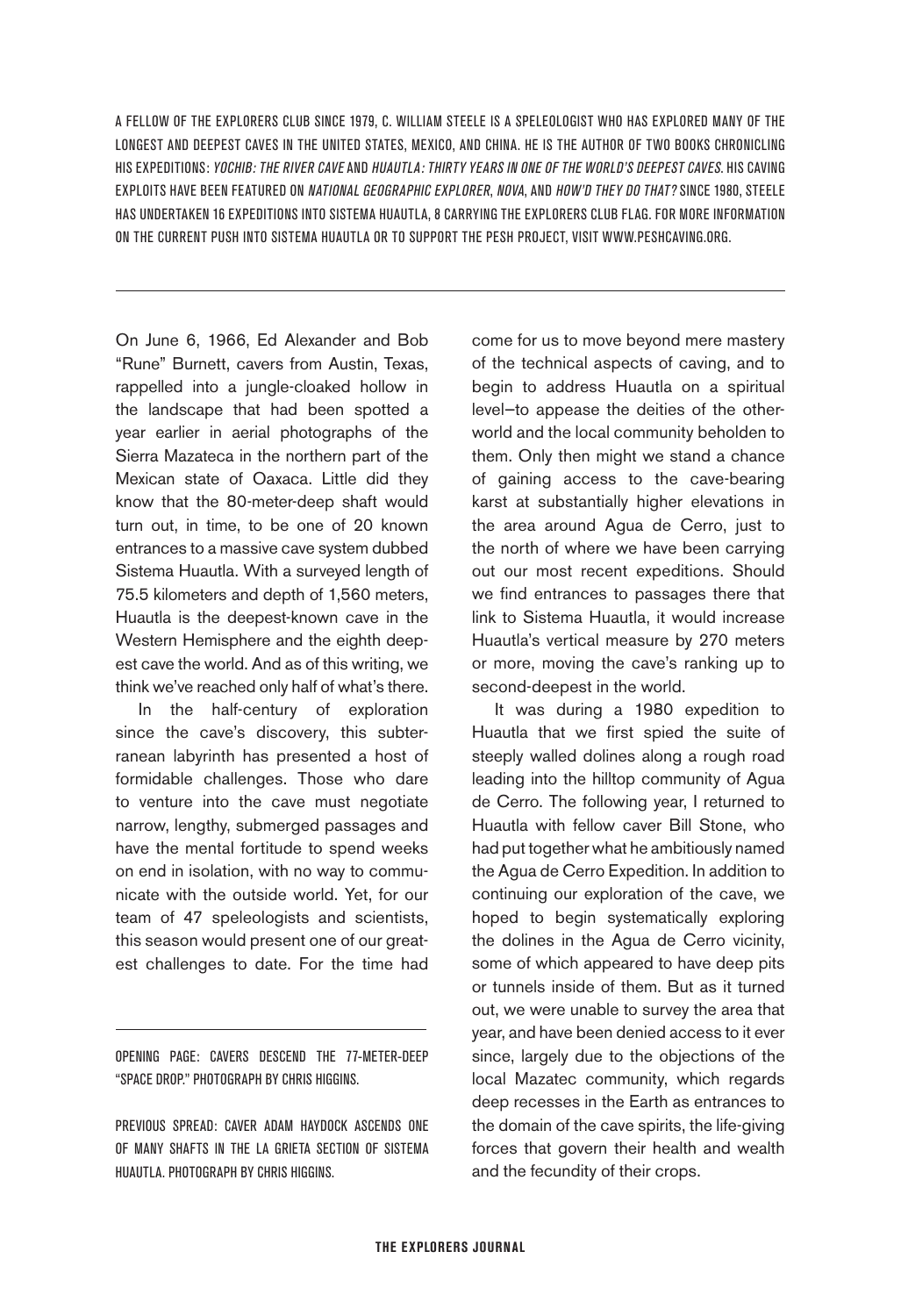A FELLOW OF THE EXPLORERS CLUB SINCE 1979, C. WILLIAM STEELE IS A SPELEOLOGIST WHO HAS EXPLORED MANY OF THE LONGEST AND DEEPEST CAVES IN THE UNITED STATES, MEXICO, AND CHINA. HE IS THE AUTHOR OF TWO BOOKS CHRONICLING HIS EXPEDITIONS: *YOCHIB: THE RIVER CAVE* AND *HUAUTLA: THIRTY YEARS IN ONE OF THE WORLD'S DEEPEST CAVES*. HIS CAVING EXPLOITS HAVE BEEN FEATURED ON *NATIONAL GEOGRAPHIC EXPLORER*, *NOVA*, AND *HOW'D THEY DO THAT?* SINCE 1980, STEELE HAS UNDERTAKEN 16 EXPEDITIONS INTO SISTEMA HUAUTLA, 8 CARRYING THE EXPLORERS CLUB FLAG. FOR MORE INFORMATION ON THE CURRENT PUSH INTO SISTEMA HUAUTLA OR TO SUPPORT THE PESH PROJECT, VISIT WWW.PESHCAVING.ORG.

---

On June 6, 1966, Ed Alexander and Bob "Rune" Burnett, cavers from Austin, Texas, rappelled into a jungle-cloaked hollow in the landscape that had been spotted a year earlier in aerial photographs of the Sierra Mazateca in the northern part of the Mexican state of Oaxaca. Little did they know that the 80-meter-deep shaft would turn out, in time, to be one of 20 known entrances to a massive cave system dubbed Sistema Huautla. With a surveyed length of 75.5 kilometers and depth of 1,560 meters, Huautla is the deepest-known cave in the Western Hemisphere and the eighth deepest cave the world. And as of this writing, we think we've reached only half of what's there.

In the half-century of exploration since the cave's discovery, this subterranean labyrinth has presented a host of formidable challenges. Those who dare to venture into the cave must negotiate narrow, lengthy, submerged passages and have the mental fortitude to spend weeks on end in isolation, with no way to communicate with the outside world. Yet, for our team of 47 speleologists and scientists, this season would present one of our greatest challenges to date. For the time had come for us to move beyond mere mastery of the technical aspects of caving, and to begin to address Huautla on a spiritual level—to appease the deities of the otherworld and the local community beholden to them. Only then might we stand a chance of gaining access to the cave-bearing karst at substantially higher elevations in the area around Agua de Cerro, just to the north of where we have been carrying out our most recent expeditions. Should we find entrances to passages there that link to Sistema Huautla, it would increase Huautla's vertical measure by 270 meters or more, moving the cave's ranking up to second-deepest in the world.

It was during a 1980 expedition to Huautla that we first spied the suite of steeply walled dolines along a rough road leading into the hilltop community of Agua de Cerro. The following year, I returned to Huautla with fellow caver Bill Stone, who had put together what he ambitiously named the Agua de Cerro Expedition. In addition to continuing our exploration of the cave, we hoped to begin systematically exploring the dolines in the Agua de Cerro vicinity, some of which appeared to have deep pits or tunnels inside of them. But as it turned out, we were unable to survey the area that year, and have been denied access to it ever since, largely due to the objections of the local Mazatec community, which regards deep recesses in the Earth as entrances to the domain of the cave spirits, the life-giving forces that govern their health and wealth and the fecundity of their crops.

OPENING PAGE: CAVERS DESCEND THE 77-METER-DEEP "SPACE DROP." PHOTOGRAPH BY CHRIS HIGGINS.

PREVIOUS SPREAD: CAVER ADAM HAYDOCK ASCENDS ONE OF MANY SHAFTS IN THE LA GRIETA SECTION OF SISTEMA HUAUTLA. PHOTOGRAPH BY CHRIS HIGGINS.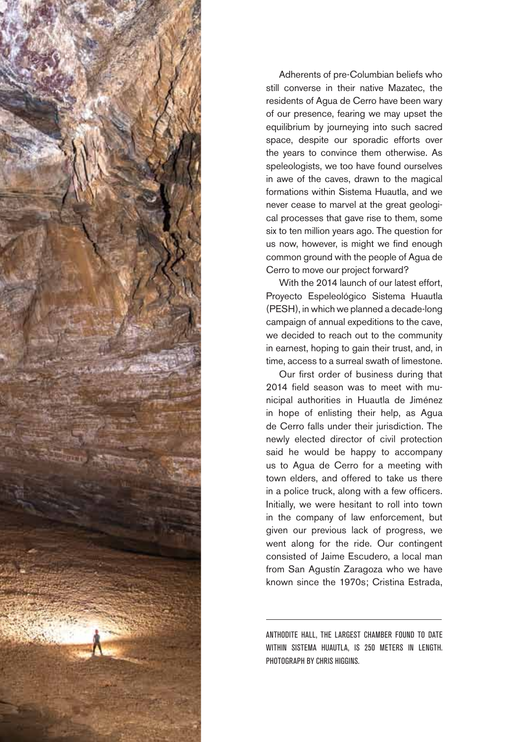Adherents of pre-Columbian beliefs who still converse in their native Mazatec, the residents of Agua de Cerro have been wary of our presence, fearing we may upset the equilibrium by journeying into such sacred space, despite our sporadic efforts over the years to convince them otherwise. As speleologists, we too have found ourselves in awe of the caves, drawn to the magical formations within Sistema Huautla, and we never cease to marvel at the great geological processes that gave rise to them, some six to ten million years ago. The question for us now, however, is might we find enough common ground with the people of Agua de Cerro to move our project forward?

With the 2014 launch of our latest effort, Proyecto Espeleológico Sistema Huautla (PESH), in which we planned a decade-long campaign of annual expeditions to the cave, we decided to reach out to the community in earnest, hoping to gain their trust, and, in time, access to a surreal swath of limestone.

Our first order of business during that 2014 field season was to meet with municipal authorities in Huautla de Jiménez in hope of enlisting their help, as Agua de Cerro falls under their jurisdiction. The newly elected director of civil protection said he would be happy to accompany us to Agua de Cerro for a meeting with town elders, and offered to take us there in a police truck, along with a few officers. Initially, we were hesitant to roll into town in the company of law enforcement, but given our previous lack of progress, we went along for the ride. Our contingent consisted of Jaime Escudero, a local man from San Agustín Zaragoza who we have known since the 1970s; Cristina Estrada,

ANTHODITE HALL, THE LARGEST CHAMBER FOUND TO DATE WITHIN SISTEMA HUAUTLA, IS 250 METERS IN LENGTH. PHOTOGRAPH BY CHRIS HIGGINS.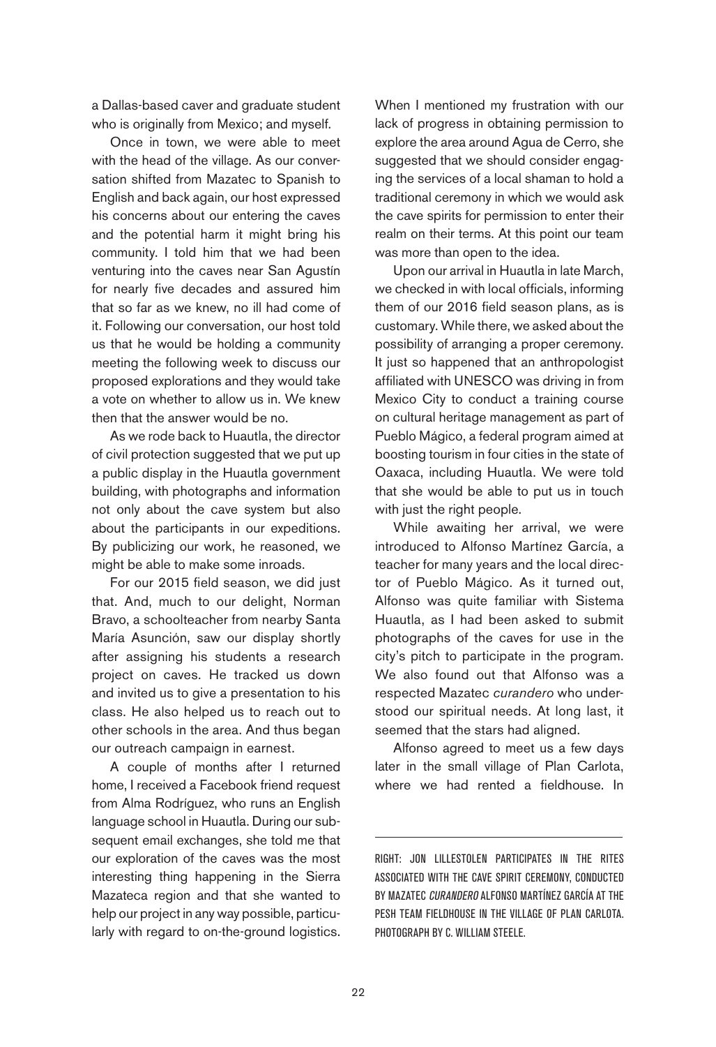a Dallas-based caver and graduate student who is originally from Mexico; and myself.

Once in town, we were able to meet with the head of the village. As our conversation shifted from Mazatec to Spanish to English and back again, our host expressed his concerns about our entering the caves and the potential harm it might bring his community. I told him that we had been venturing into the caves near San Agustín for nearly five decades and assured him that so far as we knew, no ill had come of it. Following our conversation, our host told us that he would be holding a community meeting the following week to discuss our proposed explorations and they would take a vote on whether to allow us in. We knew then that the answer would be no.

As we rode back to Huautla, the director of civil protection suggested that we put up a public display in the Huautla government building, with photographs and information not only about the cave system but also about the participants in our expeditions. By publicizing our work, he reasoned, we might be able to make some inroads.

For our 2015 field season, we did just that. And, much to our delight, Norman Bravo, a schoolteacher from nearby Santa María Asunción, saw our display shortly after assigning his students a research project on caves. He tracked us down and invited us to give a presentation to his class. He also helped us to reach out to other schools in the area. And thus began our outreach campaign in earnest.

A couple of months after I returned home, I received a Facebook friend request from Alma Rodríguez, who runs an English language school in Huautla. During our subsequent email exchanges, she told me that our exploration of the caves was the most interesting thing happening in the Sierra Mazateca region and that she wanted to help our project in any way possible, particularly with regard to on-the-ground logistics. When I mentioned my frustration with our lack of progress in obtaining permission to explore the area around Agua de Cerro, she suggested that we should consider engaging the services of a local shaman to hold a traditional ceremony in which we would ask the cave spirits for permission to enter their realm on their terms. At this point our team was more than open to the idea.

Upon our arrival in Huautla in late March, we checked in with local officials, informing them of our 2016 field season plans, as is customary. While there, we asked about the possibility of arranging a proper ceremony. It just so happened that an anthropologist affiliated with UNESCO was driving in from Mexico City to conduct a training course on cultural heritage management as part of Pueblo Mágico, a federal program aimed at boosting tourism in four cities in the state of Oaxaca, including Huautla. We were told that she would be able to put us in touch with just the right people.

While awaiting her arrival, we were introduced to Alfonso Martínez García, a teacher for many years and the local director of Pueblo Mágico. As it turned out, Alfonso was quite familiar with Sistema Huautla, as I had been asked to submit photographs of the caves for use in the city's pitch to participate in the program. We also found out that Alfonso was a respected Mazatec *curandero* who understood our spiritual needs. At long last, it seemed that the stars had aligned.

Alfonso agreed to meet us a few days later in the small village of Plan Carlota, where we had rented a fieldhouse. In

---

RIGHT: JON LILLESTOLEN PARTICIPATES IN THE RITES ASSOCIATED WITH THE CAVE SPIRIT CEREMONY, CONDUCTED BY MAZATEC *CURANDERO* ALFONSO MARTÍNEZ GARCÍA AT THE PESH TEAM FIELDHOUSE IN THE VILLAGE OF PLAN CARLOTA. PHOTOGRAPH BY C. WILLIAM STEELE.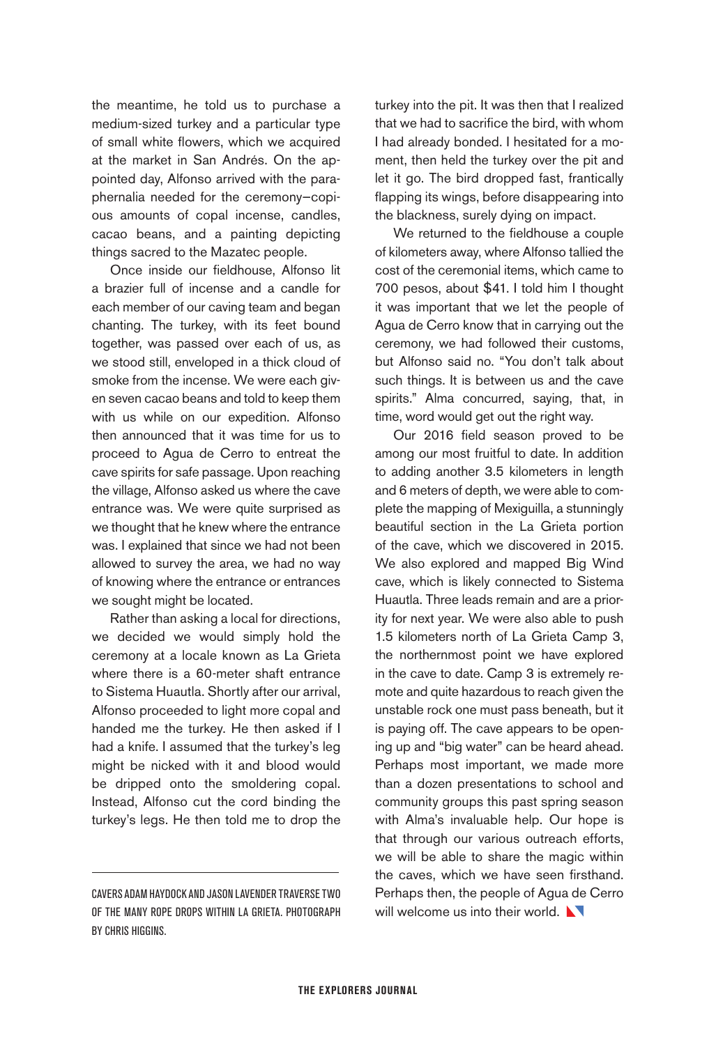the meantime, he told us to purchase a medium-sized turkey and a particular type of small white flowers, which we acquired at the market in San Andrés. On the appointed day, Alfonso arrived with the paraphernalia needed for the ceremony—copious amounts of copal incense, candles, cacao beans, and a painting depicting things sacred to the Mazatec people.

Once inside our fieldhouse, Alfonso lit a brazier full of incense and a candle for each member of our caving team and began chanting. The turkey, with its feet bound together, was passed over each of us, as we stood still, enveloped in a thick cloud of smoke from the incense. We were each given seven cacao beans and told to keep them with us while on our expedition. Alfonso then announced that it was time for us to proceed to Agua de Cerro to entreat the cave spirits for safe passage. Upon reaching the village, Alfonso asked us where the cave entrance was. We were quite surprised as we thought that he knew where the entrance was. I explained that since we had not been allowed to survey the area, we had no way of knowing where the entrance or entrances we sought might be located.

Rather than asking a local for directions, we decided we would simply hold the ceremony at a locale known as La Grieta where there is a 60-meter shaft entrance to Sistema Huautla. Shortly after our arrival, Alfonso proceeded to light more copal and handed me the turkey. He then asked if I had a knife. I assumed that the turkey's leg might be nicked with it and blood would be dripped onto the smoldering copal. Instead, Alfonso cut the cord binding the turkey's legs. He then told me to drop the turkey into the pit. It was then that I realized that we had to sacrifice the bird, with whom I had already bonded. I hesitated for a moment, then held the turkey over the pit and let it go. The bird dropped fast, frantically flapping its wings, before disappearing into the blackness, surely dying on impact.

We returned to the fieldhouse a couple of kilometers away, where Alfonso tallied the cost of the ceremonial items, which came to 700 pesos, about $41. I told him I thought it was important that we let the people of Agua de Cerro know that in carrying out the ceremony, we had followed their customs, but Alfonso said no. "You don't talk about such things. It is between us and the cave spirits." Alma concurred, saying, that, in time, word would get out the right way.

Our 2016 field season proved to be among our most fruitful to date. In addition to adding another 3.5 kilometers in length and 6 meters of depth, we were able to complete the mapping of Mexiguilla, a stunningly beautiful section in the La Grieta portion of the cave, which we discovered in 2015. We also explored and mapped Big Wind cave, which is likely connected to Sistema Huautla. Three leads remain and are a priority for next year. We were also able to push 1.5 kilometers north of La Grieta Camp 3, the northernmost point we have explored in the cave to date. Camp 3 is extremely remote and quite hazardous to reach given the unstable rock one must pass beneath, but it is paying off. The cave appears to be opening up and "big water" can be heard ahead. Perhaps most important, we made more than a dozen presentations to school and community groups this past spring season with Alma's invaluable help. Our hope is that through our various outreach efforts, we will be able to share the magic within the caves, which we have seen firsthand. Perhaps then, the people of Agua de Cerro will welcome us into their world.

CAVERS ADAM HAYDOCK AND JASON LAVENDER TRAVERSE TWO OF THE MANY ROPE DROPS WITHIN LA GRIETA. PHOTOGRAPH BY CHRIS HIGGINS.